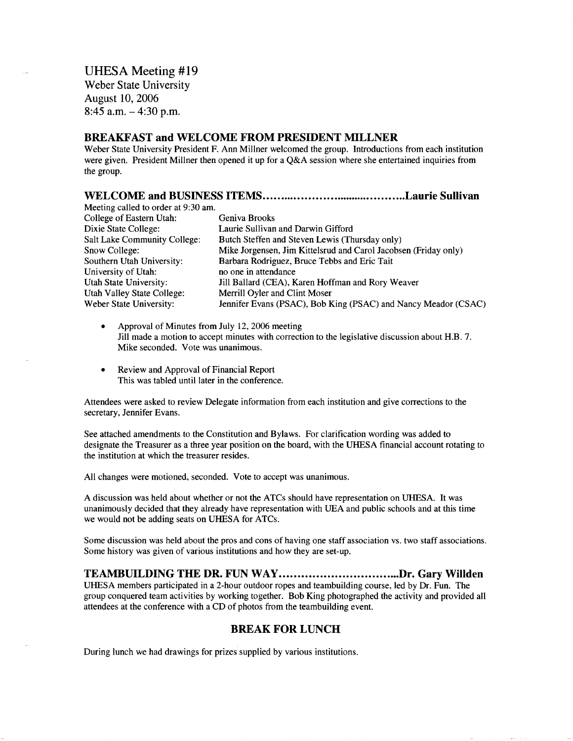# UHESA Meeting #19

Weber State University
August 10, 2006
8:45 a.m. – 4:30 p.m.

## BREAKFAST and WELCOME FROM PRESIDENT MILLNER

Weber State University President F. Ann Millner welcomed the group. Introductions from each institution were given. President Millner then opened it up for a Q&A session where she entertained inquiries from the group.

## WELCOME and BUSINESS ITEMS……………………………………Laurie Sullivan

Meeting called to order at 9:30 am.

| | |
|---|---|
| College of Eastern Utah: | Geniva Brooks |
| Dixie State College: | Laurie Sullivan and Darwin Gifford |
| Salt Lake Community College: | Butch Steffen and Steven Lewis (Thursday only) |
| Snow College: | Mike Jorgensen, Jim Kittelsrud and Carol Jacobsen (Friday only) |
| Southern Utah University: | Barbara Rodriguez, Bruce Tebbs and Eric Tait |
| University of Utah: | no one in attendance |
| Utah State University: | Jill Ballard (CEA), Karen Hoffman and Rory Weaver |
| Utah Valley State College: | Merrill Oyler and Clint Moser |
| Weber State University: | Jennifer Evans (PSAC), Bob King (PSAC) and Nancy Meador (CSAC) |

- Approval of Minutes from July 12, 2006 meeting
  Jill made a motion to accept minutes with correction to the legislative discussion about H.B. 7. Mike seconded. Vote was unanimous.

- Review and Approval of Financial Report
  This was tabled until later in the conference.

Attendees were asked to review Delegate information from each institution and give corrections to the secretary, Jennifer Evans.

See attached amendments to the Constitution and Bylaws. For clarification wording was added to designate the Treasurer as a three year position on the board, with the UHESA financial account rotating to the institution at which the treasurer resides.

All changes were motioned, seconded. Vote to accept was unanimous.

A discussion was held about whether or not the ATCs should have representation on UHESA. It was unanimously decided that they already have representation with UEA and public schools and at this time we would not be adding seats on UHESA for ATCs.

Some discussion was held about the pros and cons of having one staff association vs. two staff associations. Some history was given of various institutions and how they are set-up.

## TEAMBUILDING THE DR. FUN WAY…………………………...Dr. Gary Willden

UHESA members participated in a 2-hour outdoor ropes and teambuilding course, led by Dr. Fun. The group conquered team activities by working together. Bob King photographed the activity and provided all attendees at the conference with a CD of photos from the teambuilding event.

## BREAK FOR LUNCH

During lunch we had drawings for prizes supplied by various institutions.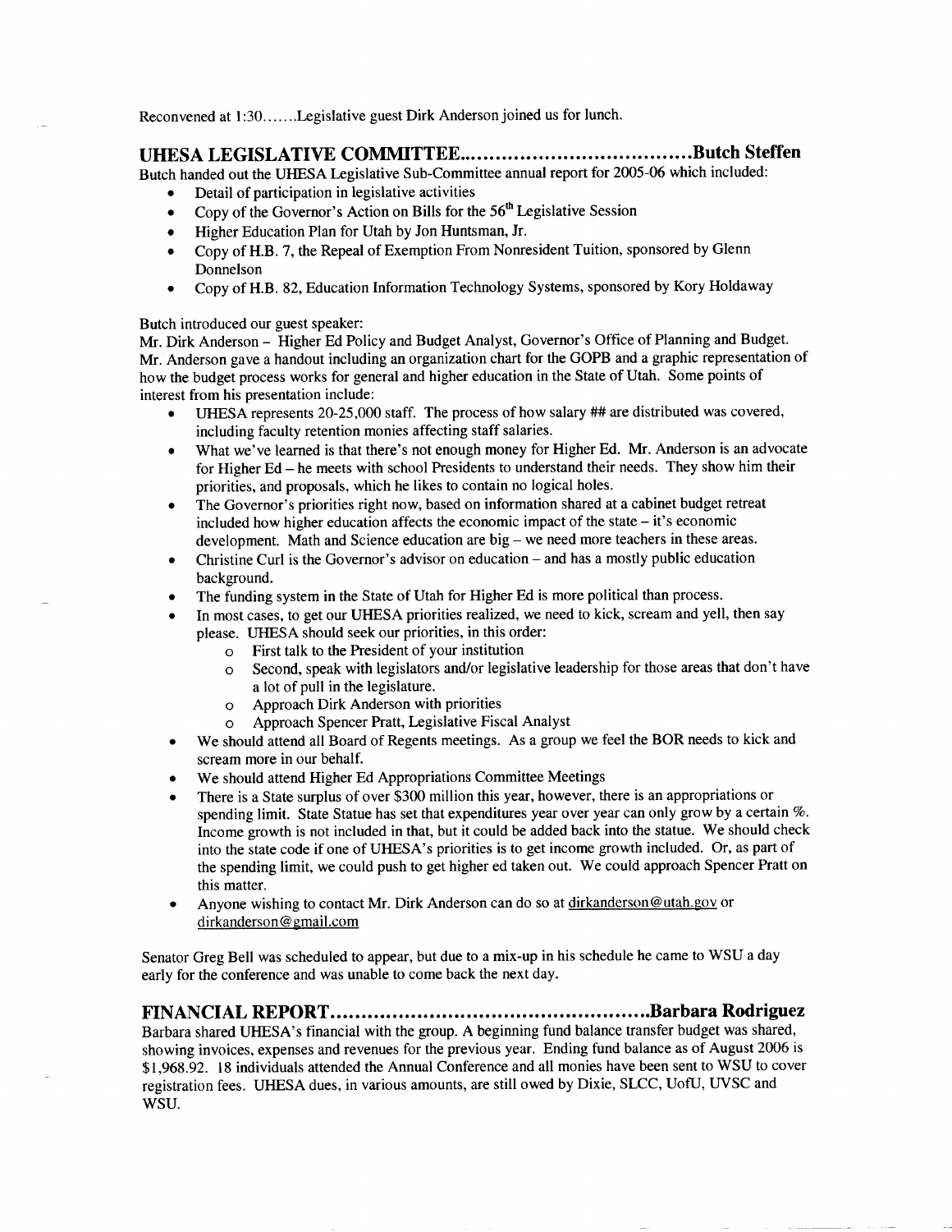Reconvened at 1:30.......Legislative guest Dirk Anderson joined us for lunch.

## UHESA LEGISLATIVE COMMITTEE.....................................Butch Steffen

Butch handed out the UHESA Legislative Sub-Committee annual report for 2005-06 which included:

- Detail of participation in legislative activities
- Copy of the Governor's Action on Bills for the 56th Legislative Session
- Higher Education Plan for Utah by Jon Huntsman, Jr.
- Copy of H.B. 7, the Repeal of Exemption From Nonresident Tuition, sponsored by Glenn Donnelson
- Copy of H.B. 82, Education Information Technology Systems, sponsored by Kory Holdaway

Butch introduced our guest speaker:
Mr. Dirk Anderson – Higher Ed Policy and Budget Analyst, Governor's Office of Planning and Budget. Mr. Anderson gave a handout including an organization chart for the GOPB and a graphic representation of how the budget process works for general and higher education in the State of Utah. Some points of interest from his presentation include:

- UHESA represents 20-25,000 staff. The process of how salary ## are distributed was covered, including faculty retention monies affecting staff salaries.
- What we've learned is that there's not enough money for Higher Ed. Mr. Anderson is an advocate for Higher Ed – he meets with school Presidents to understand their needs. They show him their priorities, and proposals, which he likes to contain no logical holes.
- The Governor's priorities right now, based on information shared at a cabinet budget retreat included how higher education affects the economic impact of the state – it's economic development. Math and Science education are big – we need more teachers in these areas.
- Christine Curl is the Governor's advisor on education – and has a mostly public education background.
- The funding system in the State of Utah for Higher Ed is more political than process.
- In most cases, to get our UHESA priorities realized, we need to kick, scream and yell, then say please. UHESA should seek our priorities, in this order:
  - First talk to the President of your institution
  - Second, speak with legislators and/or legislative leadership for those areas that don't have a lot of pull in the legislature.
  - Approach Dirk Anderson with priorities
  - Approach Spencer Pratt, Legislative Fiscal Analyst
- We should attend all Board of Regents meetings. As a group we feel the BOR needs to kick and scream more in our behalf.
- We should attend Higher Ed Appropriations Committee Meetings
- There is a State surplus of over $300 million this year, however, there is an appropriations or spending limit. State Statue has set that expenditures year over year can only grow by a certain %. Income growth is not included in that, but it could be added back into the statue. We should check into the state code if one of UHESA's priorities is to get income growth included. Or, as part of the spending limit, we could push to get higher ed taken out. We could approach Spencer Pratt on this matter.
- Anyone wishing to contact Mr. Dirk Anderson can do so at dirkanderson@utah.gov or dirkanderson@gmail.com

Senator Greg Bell was scheduled to appear, but due to a mix-up in his schedule he came to WSU a day early for the conference and was unable to come back the next day.

## FINANCIAL REPORT...................................................Barbara Rodriguez

Barbara shared UHESA's financial with the group. A beginning fund balance transfer budget was shared, showing invoices, expenses and revenues for the previous year. Ending fund balance as of August 2006 is $1,968.92. 18 individuals attended the Annual Conference and all monies have been sent to WSU to cover registration fees. UHESA dues, in various amounts, are still owed by Dixie, SLCC, UofU, UVSC and WSU.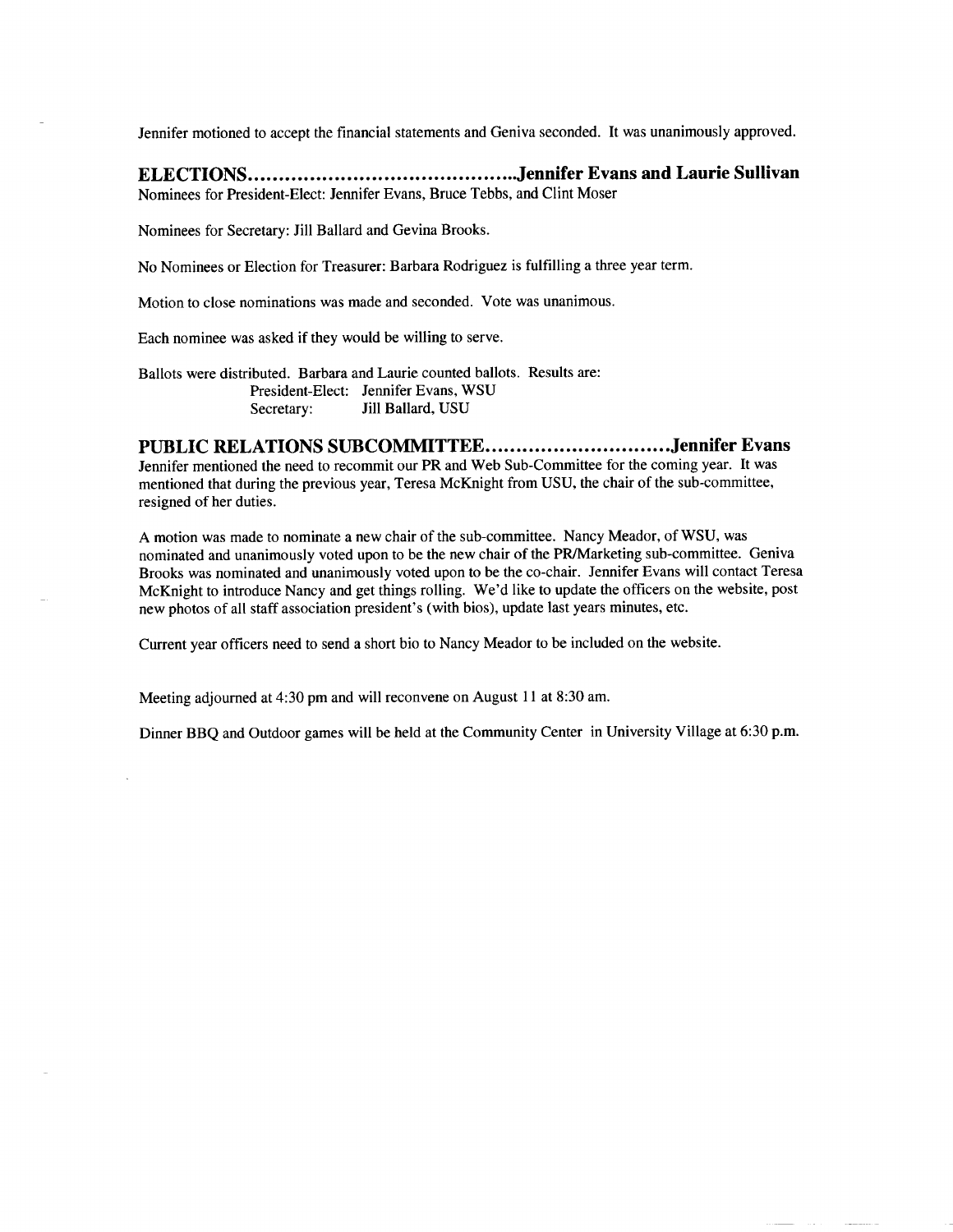Jennifer motioned to accept the financial statements and Geniva seconded. It was unanimously approved.

## ELECTIONS..........................................Jennifer Evans and Laurie Sullivan

Nominees for President-Elect: Jennifer Evans, Bruce Tebbs, and Clint Moser

Nominees for Secretary: Jill Ballard and Gevina Brooks.

No Nominees or Election for Treasurer: Barbara Rodriguez is fulfilling a three year term.

Motion to close nominations was made and seconded. Vote was unanimous.

Each nominee was asked if they would be willing to serve.

Ballots were distributed. Barbara and Laurie counted ballots. Results are:

President-Elect: Jennifer Evans, WSU
Secretary: Jill Ballard, USU

## PUBLIC RELATIONS SUBCOMMITTEE.............................Jennifer Evans

Jennifer mentioned the need to recommit our PR and Web Sub-Committee for the coming year. It was mentioned that during the previous year, Teresa McKnight from USU, the chair of the sub-committee, resigned of her duties.

A motion was made to nominate a new chair of the sub-committee. Nancy Meador, of WSU, was nominated and unanimously voted upon to be the new chair of the PR/Marketing sub-committee. Geniva Brooks was nominated and unanimously voted upon to be the co-chair. Jennifer Evans will contact Teresa McKnight to introduce Nancy and get things rolling. We'd like to update the officers on the website, post new photos of all staff association president's (with bios), update last years minutes, etc.

Current year officers need to send a short bio to Nancy Meador to be included on the website.

Meeting adjourned at 4:30 pm and will reconvene on August 11 at 8:30 am.

Dinner BBQ and Outdoor games will be held at the Community Center in University Village at 6:30 p.m.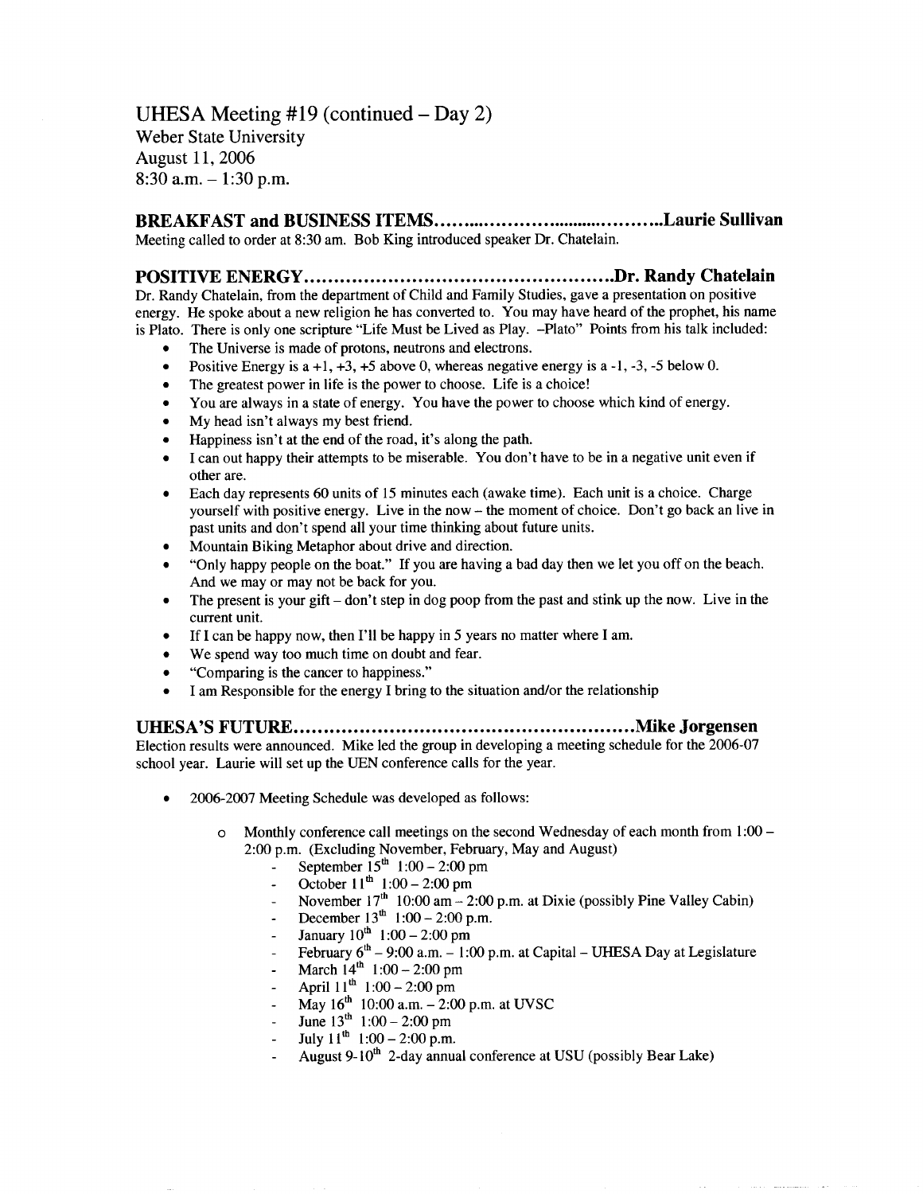# UHESA Meeting #19 (continued – Day 2)

Weber State University
August 11, 2006
8:30 a.m. – 1:30 p.m.

## BREAKFAST and BUSINESS ITEMS……………………………………Laurie Sullivan

Meeting called to order at 8:30 am. Bob King introduced speaker Dr. Chatelain.

## POSITIVE ENERGY……………………………………………Dr. Randy Chatelain

Dr. Randy Chatelain, from the department of Child and Family Studies, gave a presentation on positive energy. He spoke about a new religion he has converted to. You may have heard of the prophet, his name is Plato. There is only one scripture "Life Must be Lived as Play. –Plato" Points from his talk included:

- The Universe is made of protons, neutrons and electrons.
- Positive Energy is a +1, +3, +5 above 0, whereas negative energy is a -1, -3, -5 below 0.
- The greatest power in life is the power to choose. Life is a choice!
- You are always in a state of energy. You have the power to choose which kind of energy.
- My head isn't always my best friend.
- Happiness isn't at the end of the road, it's along the path.
- I can out happy their attempts to be miserable. You don't have to be in a negative unit even if other are.
- Each day represents 60 units of 15 minutes each (awake time). Each unit is a choice. Charge yourself with positive energy. Live in the now – the moment of choice. Don't go back an live in past units and don't spend all your time thinking about future units.
- Mountain Biking Metaphor about drive and direction.
- "Only happy people on the boat." If you are having a bad day then we let you off on the beach. And we may or may not be back for you.
- The present is your gift – don't step in dog poop from the past and stink up the now. Live in the current unit.
- If I can be happy now, then I'll be happy in 5 years no matter where I am.
- We spend way too much time on doubt and fear.
- "Comparing is the cancer to happiness."
- I am Responsible for the energy I bring to the situation and/or the relationship

## UHESA'S FUTURE………………………………………………Mike Jorgensen

Election results were announced. Mike led the group in developing a meeting schedule for the 2006-07 school year. Laurie will set up the UEN conference calls for the year.

- 2006-2007 Meeting Schedule was developed as follows:
  - Monthly conference call meetings on the second Wednesday of each month from 1:00 – 2:00 p.m. (Excluding November, February, May and August)
    - September 15th 1:00 – 2:00 pm
    - October 11th 1:00 – 2:00 pm
    - November 17th 10:00 am – 2:00 p.m. at Dixie (possibly Pine Valley Cabin)
    - December 13th 1:00 – 2:00 p.m.
    - January 10th 1:00 – 2:00 pm
    - February 6th – 9:00 a.m. – 1:00 p.m. at Capital – UHESA Day at Legislature
    - March 14th 1:00 – 2:00 pm
    - April 11th 1:00 – 2:00 pm
    - May 16th 10:00 a.m. – 2:00 p.m. at UVSC
    - June 13th 1:00 – 2:00 pm
    - July 11th 1:00 – 2:00 p.m.
    - August 9-10th 2-day annual conference at USU (possibly Bear Lake)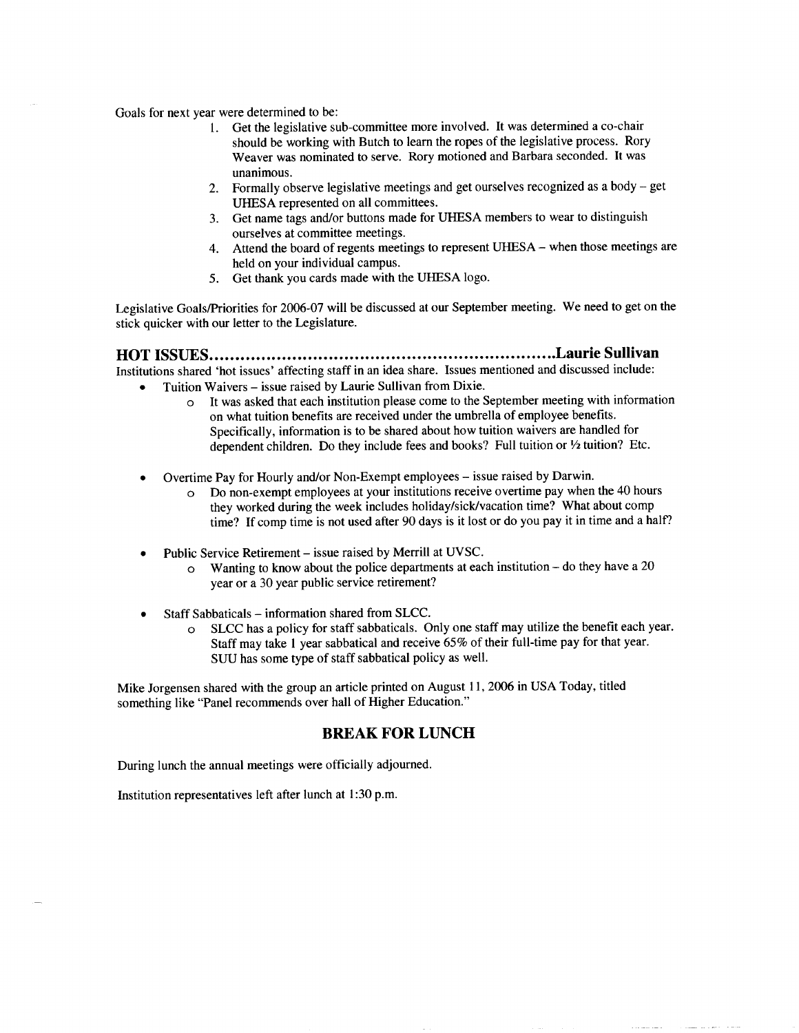Goals for next year were determined to be:

1. Get the legislative sub-committee more involved. It was determined a co-chair should be working with Butch to learn the ropes of the legislative process. Rory Weaver was nominated to serve. Rory motioned and Barbara seconded. It was unanimous.
2. Formally observe legislative meetings and get ourselves recognized as a body – get UHESA represented on all committees.
3. Get name tags and/or buttons made for UHESA members to wear to distinguish ourselves at committee meetings.
4. Attend the board of regents meetings to represent UHESA – when those meetings are held on your individual campus.
5. Get thank you cards made with the UHESA logo.

Legislative Goals/Priorities for 2006-07 will be discussed at our September meeting. We need to get on the stick quicker with our letter to the Legislature.

## HOT ISSUES……………………………………………………………Laurie Sullivan

Institutions shared 'hot issues' affecting staff in an idea share. Issues mentioned and discussed include:

- Tuition Waivers – issue raised by Laurie Sullivan from Dixie.
  - It was asked that each institution please come to the September meeting with information on what tuition benefits are received under the umbrella of employee benefits. Specifically, information is to be shared about how tuition waivers are handled for dependent children. Do they include fees and books? Full tuition or ½ tuition? Etc.

- Overtime Pay for Hourly and/or Non-Exempt employees – issue raised by Darwin.
  - Do non-exempt employees at your institutions receive overtime pay when the 40 hours they worked during the week includes holiday/sick/vacation time? What about comp time? If comp time is not used after 90 days is it lost or do you pay it in time and a half?

- Public Service Retirement – issue raised by Merrill at UVSC.
  - Wanting to know about the police departments at each institution – do they have a 20 year or a 30 year public service retirement?

- Staff Sabbaticals – information shared from SLCC.
  - SLCC has a policy for staff sabbaticals. Only one staff may utilize the benefit each year. Staff may take 1 year sabbatical and receive 65% of their full-time pay for that year. SUU has some type of staff sabbatical policy as well.

Mike Jorgensen shared with the group an article printed on August 11, 2006 in USA Today, titled something like "Panel recommends over hall of Higher Education."

## BREAK FOR LUNCH

During lunch the annual meetings were officially adjourned.

Institution representatives left after lunch at 1:30 p.m.